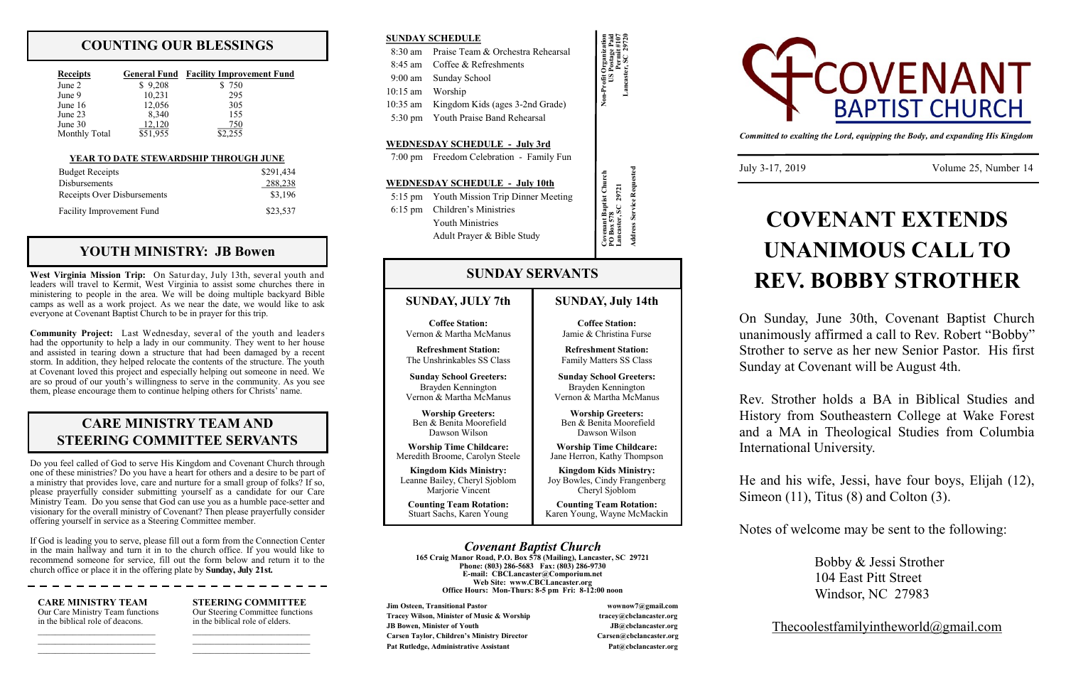# COUNTING OUR BLESSINGS

| Receipts | General Fund | Facility Improvement Fund |
|---|---|---|
| June 2 | $ 9,208 | $ 750 |
| June 9 | 10,231 | 295 |
| June 16 | 12,056 | 305 |
| June 23 | 8,340 | 155 |
| June 30 | 12,120 | 750 |
| Monthly Total | $51,955 | $2,255 |

**YEAR TO DATE STEWARDSHIP THROUGH JUNE**

| | |
|---|---|
| Budget Receipts | $291,434 |
| Disbursements | 288,238 |
| Receipts Over Disbursements | $3,196 |
| Facility Improvement Fund | $23,537 |

# YOUTH MINISTRY: JB Bowen

**West Virginia Mission Trip:** On Saturday, July 13th, several youth and leaders will travel to Kermit, West Virginia to assist some churches there in ministering to people in the area. We will be doing multiple backyard Bible camps as well as a work project. As we near the date, we would like to ask everyone at Covenant Baptist Church to be in prayer for this trip.

**Community Project:** Last Wednesday, several of the youth and leaders had the opportunity to help a lady in our community. They went to her house and assisted in tearing down a structure that had been damaged by a recent storm. In addition, they helped relocate the contents of the structure. The youth at Covenant loved this project and especially helping out someone in need. We are so proud of our youth's willingness to serve in the community. As you see them, please encourage them to continue helping others for Christs' name.

# CARE MINISTRY TEAM AND STEERING COMMITTEE SERVANTS

Do you feel called of God to serve His Kingdom and Covenant Church through one of these ministries? Do you have a heart for others and a desire to be part of a ministry that provides love, care and nurture for a small group of folks? If so, please prayerfully consider submitting yourself as a candidate for our Care Ministry Team. Do you sense that God can use you as a humble pace-setter and visionary for the overall ministry of Covenant? Then please prayerfully consider offering yourself in service as a Steering Committee member.

If God is leading you to serve, please fill out a form from the Connection Center in the main hallway and turn it in to the church office. If you would like to recommend someone for service, fill out the form below and return it to the church office or place it in the offering plate by **Sunday, July 21st.**

**CARE MINISTRY TEAM**
Our Care Ministry Team functions in the biblical role of deacons.

\_\_\_\_\_\_\_\_\_\_\_\_\_\_\_\_\_\_\_\_\_\_\_\_
\_\_\_\_\_\_\_\_\_\_\_\_\_\_\_\_\_\_\_\_\_\_\_\_
\_\_\_\_\_\_\_\_\_\_\_\_\_\_\_\_\_\_\_\_\_\_\_\_

**STEERING COMMITTEE**
Our Steering Committee functions in the biblical role of elders.

\_\_\_\_\_\_\_\_\_\_\_\_\_\_\_\_\_\_\_\_\_\_\_\_
\_\_\_\_\_\_\_\_\_\_\_\_\_\_\_\_\_\_\_\_\_\_\_\_
\_\_\_\_\_\_\_\_\_\_\_\_\_\_\_\_\_\_\_\_\_\_\_\_

**SUNDAY SCHEDULE**

| | |
|---|---|
| 8:30 am | Praise Team & Orchestra Rehearsal |
| 8:45 am | Coffee & Refreshments |
| 9:00 am | Sunday School |
| 10:15 am | Worship |
| 10:35 am | Kingdom Kids (ages 3-2nd Grade) |
| 5:30 pm | Youth Praise Band Rehearsal |

**WEDNESDAY SCHEDULE - July 3rd**

7:00 pm Freedom Celebration - Family Fun

**WEDNESDAY SCHEDULE - July 10th**

| | |
|---|---|
| 5:15 pm | Youth Mission Trip Dinner Meeting |
| 6:15 pm | Children's Ministries |
| | Youth Ministries |
| | Adult Prayer & Bible Study |

Non-Profit Organization
US Postage Paid
Permit #107
Lancaster, SC 29720

Covenant Baptist Church
PO Box 578
Lancaster, SC 29721
Address Service Requested

# SUNDAY SERVANTS

| SUNDAY, JULY 7th | SUNDAY, July 14th |
|---|---|
| **Coffee Station:** Vernon & Martha McManus | **Coffee Station:** Jamie & Christina Furse |
| **Refreshment Station:** The Unshrinkables SS Class | **Refreshment Station:** Family Matters SS Class |
| **Sunday School Greeters:** Brayden Kennington, Vernon & Martha McManus | **Sunday School Greeters:** Brayden Kennington, Vernon & Martha McManus |
| **Worship Greeters:** Ben & Benita Moorefield, Dawson Wilson | **Worship Greeters:** Ben & Benita Moorefield, Dawson Wilson |
| **Worship Time Childcare:** Meredith Broome, Carolyn Steele | **Worship Time Childcare:** Jane Herron, Kathy Thompson |
| **Kingdom Kids Ministry:** Leanne Bailey, Cheryl Sjoblom, Marjorie Vincent | **Kingdom Kids Ministry:** Joy Bowles, Cindy Frangenberg, Cheryl Sjoblom |
| **Counting Team Rotation:** Stuart Sachs, Karen Young | **Counting Team Rotation:** Karen Young, Wayne McMackin |

### *Covenant Baptist Church*

**165 Craig Manor Road, P.O. Box 578 (Mailing), Lancaster, SC 29721**
**Phone: (803) 286-5683 Fax: (803) 286-9730**
**E-mail: CBCLancaster@Comporium.net**
**Web Site: www.CBCLancaster.org**
**Office Hours: Mon-Thurs: 8-5 pm Fri: 8-12:00 noon**

| | |
|---|---|
| **Jim Osteen, Transitional Pastor** | **wownow7@gmail.com** |
| **Tracey Wilson, Minister of Music & Worship** | **tracey@cbclancaster.org** |
| **JB Bowen, Minister of Youth** | **JB@cbclancaster.org** |
| **Carsen Taylor, Children's Ministry Director** | **Carsen@cbclancaster.org** |
| **Pat Rutledge, Administrative Assistant** | **Pat@cbclancaster.org** |

# COVENANT BAPTIST CHURCH

*Committed to exalting the Lord, equipping the Body, and expanding His Kingdom*

July 3-17, 2019 — Volume 25, Number 14

# COVENANT EXTENDS UNANIMOUS CALL TO REV. BOBBY STROTHER

On Sunday, June 30th, Covenant Baptist Church unanimously affirmed a call to Rev. Robert "Bobby" Strother to serve as her new Senior Pastor. His first Sunday at Covenant will be August 4th.

Rev. Strother holds a BA in Biblical Studies and History from Southeastern College at Wake Forest and a MA in Theological Studies from Columbia International University.

He and his wife, Jessi, have four boys, Elijah (12), Simeon (11), Titus (8) and Colton (3).

Notes of welcome may be sent to the following:

Bobby & Jessi Strother
104 East Pitt Street
Windsor, NC 27983

Thecoolestfamilyintheworld@gmail.com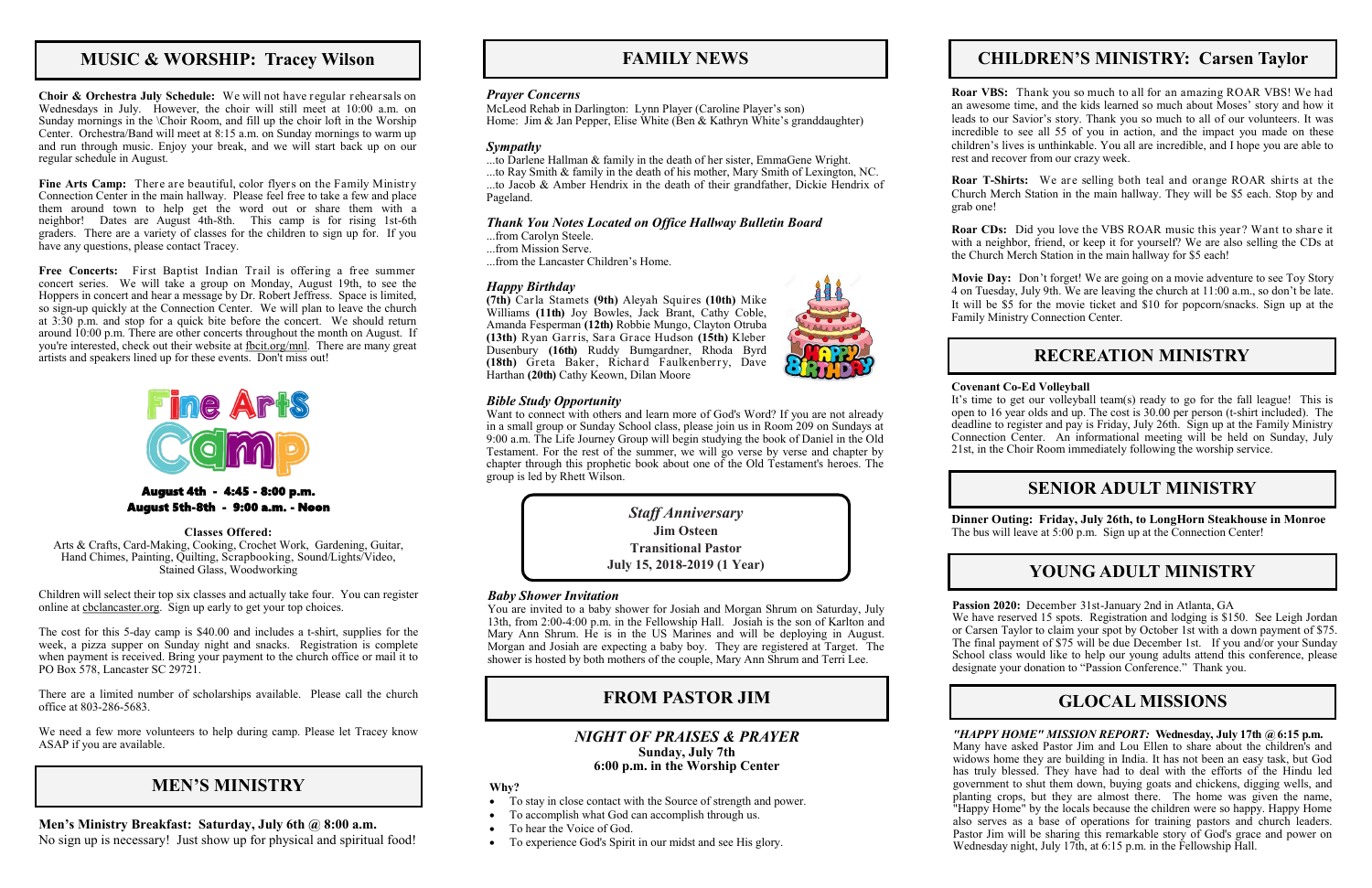## MUSIC & WORSHIP: Tracey Wilson

**Choir & Orchestra July Schedule:** We will not have regular rehearsals on Wednesdays in July. However, the choir will still meet at 10:00 a.m. on Sunday mornings in the \Choir Room, and fill up the choir loft in the Worship Center. Orchestra/Band will meet at 8:15 a.m. on Sunday mornings to warm up and run through music. Enjoy your break, and we will start back up on our regular schedule in August.

**Fine Arts Camp:** There are beautiful, color flyers on the Family Ministry Connection Center in the main hallway. Please feel free to take a few and place them around town to help get the word out or share them with a neighbor! Dates are August 4th-8th. This camp is for rising 1st-6th graders. There are a variety of classes for the children to sign up for. If you have any questions, please contact Tracey.

**Free Concerts:** First Baptist Indian Trail is offering a free summer concert series. We will take a group on Monday, August 19th, to see the Hoppers in concert and hear a message by Dr. Robert Jeffress. Space is limited, so sign-up quickly at the Connection Center. We will plan to leave the church at 3:30 p.m. and stop for a quick bite before the concert. We should return around 10:00 p.m. There are other concerts throughout the month on August. If you're interested, check out their website at fbcit.org/mml. There are many great artists and speakers lined up for these events. Don't miss out!

Fine Arts Camp

**August 4th - 4:45 - 8:00 p.m.**
**August 5th-8th - 9:00 a.m. - Noon**

**Classes Offered:**
Arts & Crafts, Card-Making, Cooking, Crochet Work, Gardening, Guitar, Hand Chimes, Painting, Quilting, Scrapbooking, Sound/Lights/Video, Stained Glass, Woodworking

Children will select their top six classes and actually take four. You can register online at cbclancaster.org. Sign up early to get your top choices.

The cost for this 5-day camp is $40.00 and includes a t-shirt, supplies for the week, a pizza supper on Sunday night and snacks. Registration is complete when payment is received. Bring your payment to the church office or mail it to PO Box 578, Lancaster SC 29721.

There are a limited number of scholarships available. Please call the church office at 803-286-5683.

We need a few more volunteers to help during camp. Please let Tracey know ASAP if you are available.

## MEN'S MINISTRY

**Men's Ministry Breakfast: Saturday, July 6th @ 8:00 a.m.**
No sign up is necessary! Just show up for physical and spiritual food!

## FAMILY NEWS

### *Prayer Concerns*

McLeod Rehab in Darlington: Lynn Player (Caroline Player's son)
Home: Jim & Jan Pepper, Elise White (Ben & Kathryn White's granddaughter)

### *Sympathy*

...to Darlene Hallman & family in the death of her sister, EmmaGene Wright.
...to Ray Smith & family in the death of his mother, Mary Smith of Lexington, NC.
...to Jacob & Amber Hendrix in the death of their grandfather, Dickie Hendrix of Pageland.

### *Thank You Notes Located on Office Hallway Bulletin Board*

...from Carolyn Steele.
...from Mission Serve.
...from the Lancaster Children's Home.

### *Happy Birthday*

**(7th)** Carla Stamets **(9th)** Aleyah Squires **(10th)** Mike Williams **(11th)** Joy Bowles, Jack Brant, Cathy Coble, Amanda Fesperman **(12th)** Robbie Mungo, Clayton Otruba **(13th)** Ryan Garris, Sara Grace Hudson **(15th)** Kleber Dusenbury **(16th)** Ruddy Bumgardner, Rhoda Byrd **(18th)** Greta Baker, Richard Faulkenberry, Dave Harthan **(20th)** Cathy Keown, Dilan Moore

### *Bible Study Opportunity*

Want to connect with others and learn more of God's Word? If you are not already in a small group or Sunday School class, please join us in Room 209 on Sundays at 9:00 a.m. The Life Journey Group will begin studying the book of Daniel in the Old Testament. For the rest of the summer, we will go verse by verse and chapter by chapter through this prophetic book about one of the Old Testament's heroes. The group is led by Rhett Wilson.

*Staff Anniversary*
**Jim Osteen**
**Transitional Pastor**
**July 15, 2018-2019 (1 Year)**

### *Baby Shower Invitation*

You are invited to a baby shower for Josiah and Morgan Shrum on Saturday, July 13th, from 2:00-4:00 p.m. in the Fellowship Hall. Josiah is the son of Karlton and Mary Ann Shrum. He is in the US Marines and will be deploying in August. Morgan and Josiah are expecting a baby boy. They are registered at Target. The shower is hosted by both mothers of the couple, Mary Ann Shrum and Terri Lee.

## FROM PASTOR JIM

***NIGHT OF PRAISES & PRAYER***
**Sunday, July 7th**
**6:00 p.m. in the Worship Center**

**Why?**

- To stay in close contact with the Source of strength and power.
- To accomplish what God can accomplish through us.
- To hear the Voice of God.
- To experience God's Spirit in our midst and see His glory.

## CHILDREN'S MINISTRY: Carsen Taylor

**Roar VBS:** Thank you so much to all for an amazing ROAR VBS! We had an awesome time, and the kids learned so much about Moses' story and how it leads to our Savior's story. Thank you so much to all of our volunteers. It was incredible to see all 55 of you in action, and the impact you made on these children's lives is unthinkable. You all are incredible, and I hope you are able to rest and recover from our crazy week.

**Roar T-Shirts:** We are selling both teal and orange ROAR shirts at the Church Merch Station in the main hallway. They will be $5 each. Stop by and grab one!

**Roar CDs:** Did you love the VBS ROAR music this year? Want to share it with a neighbor, friend, or keep it for yourself? We are also selling the CDs at the Church Merch Station in the main hallway for $5 each!

**Movie Day:** Don't forget! We are going on a movie adventure to see Toy Story 4 on Tuesday, July 9th. We are leaving the church at 11:00 a.m., so don't be late. It will be $5 for the movie ticket and $10 for popcorn/snacks. Sign up at the Family Ministry Connection Center.

## RECREATION MINISTRY

**Covenant Co-Ed Volleyball**
It's time to get our volleyball team(s) ready to go for the fall league! This is open to 16 year olds and up. The cost is 30.00 per person (t-shirt included). The deadline to register and pay is Friday, July 26th. Sign up at the Family Ministry Connection Center. An informational meeting will be held on Sunday, July 21st, in the Choir Room immediately following the worship service.

## SENIOR ADULT MINISTRY

**Dinner Outing: Friday, July 26th, to LongHorn Steakhouse in Monroe**
The bus will leave at 5:00 p.m. Sign up at the Connection Center!

## YOUNG ADULT MINISTRY

**Passion 2020:** December 31st-January 2nd in Atlanta, GA
We have reserved 15 spots. Registration and lodging is $150. See Leigh Jordan or Carsen Taylor to claim your spot by October 1st with a down payment of $75. The final payment of $75 will be due December 1st. If you and/or your Sunday School class would like to help our young adults attend this conference, please designate your donation to "Passion Conference." Thank you.

## GLOCAL MISSIONS

***"HAPPY HOME" MISSION REPORT:*** **Wednesday, July 17th @ 6:15 p.m.**
Many have asked Pastor Jim and Lou Ellen to share about the children's and widows home they are building in India. It has not been an easy task, but God has truly blessed. They have had to deal with the efforts of the Hindu led government to shut them down, buying goats and chickens, digging wells, and planting crops, but they are almost there. The home was given the name, "Happy Home" by the locals because the children were so happy. Happy Home also serves as a base of operations for training pastors and church leaders. Pastor Jim will be sharing this remarkable story of God's grace and power on Wednesday night, July 17th, at 6:15 p.m. in the Fellowship Hall.